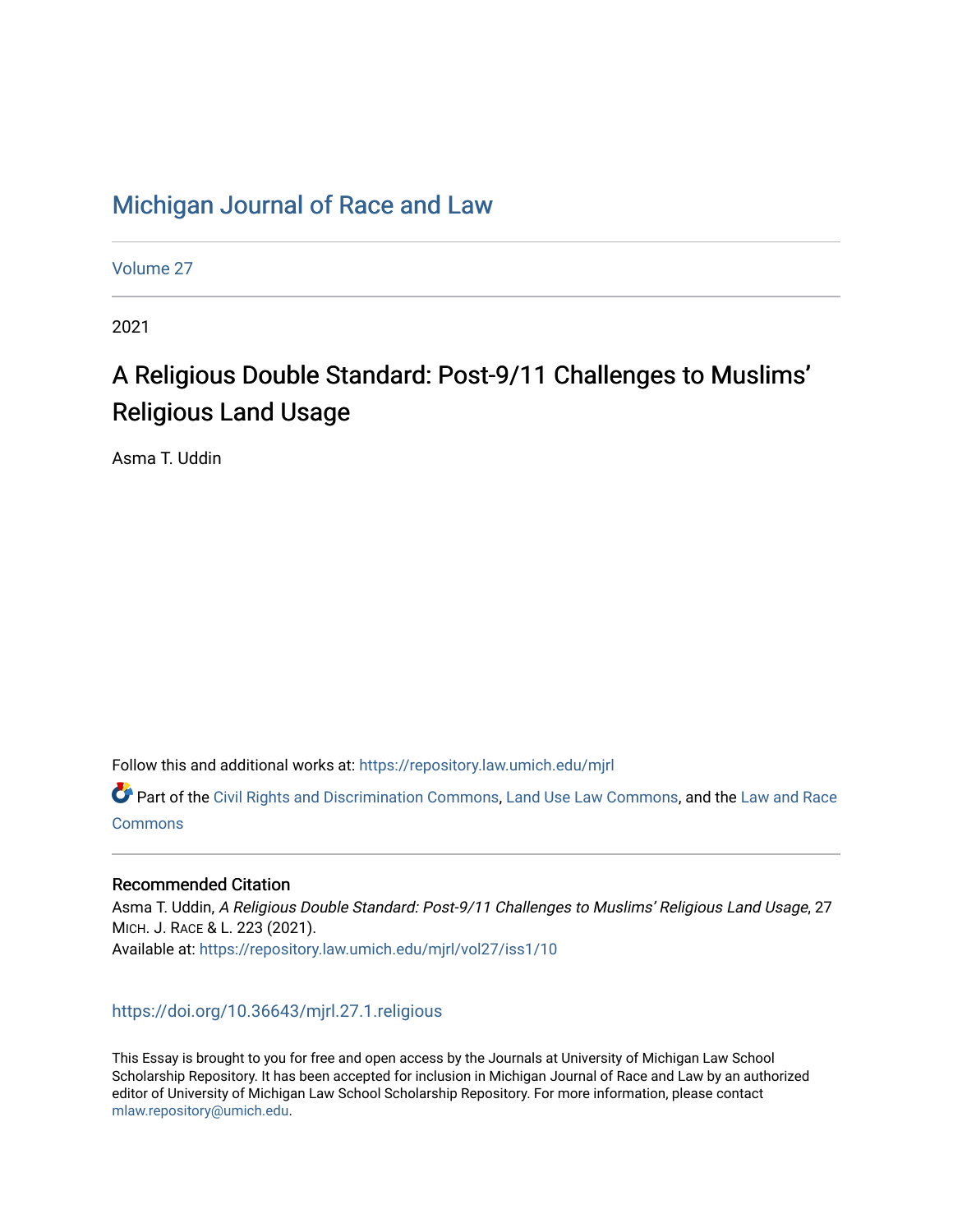# Michigan Journal of Race and Law

Volume 27

2021

## A Religious Double Standard: Post-9/11 Challenges to Muslims' Religious Land Usage

Asma T. Uddin

Follow this and additional works at: https://repository.law.umich.edu/mjrl

Part of the Civil Rights and Discrimination Commons, Land Use Law Commons, and the Law and Race Commons

### Recommended Citation

Asma T. Uddin, *A Religious Double Standard: Post-9/11 Challenges to Muslims' Religious Land Usage*, 27 MICH. J. RACE & L. 223 (2021).
Available at: https://repository.law.umich.edu/mjrl/vol27/iss1/10

https://doi.org/10.36643/mjrl.27.1.religious

This Essay is brought to you for free and open access by the Journals at University of Michigan Law School Scholarship Repository. It has been accepted for inclusion in Michigan Journal of Race and Law by an authorized editor of University of Michigan Law School Scholarship Repository. For more information, please contact mlaw.repository@umich.edu.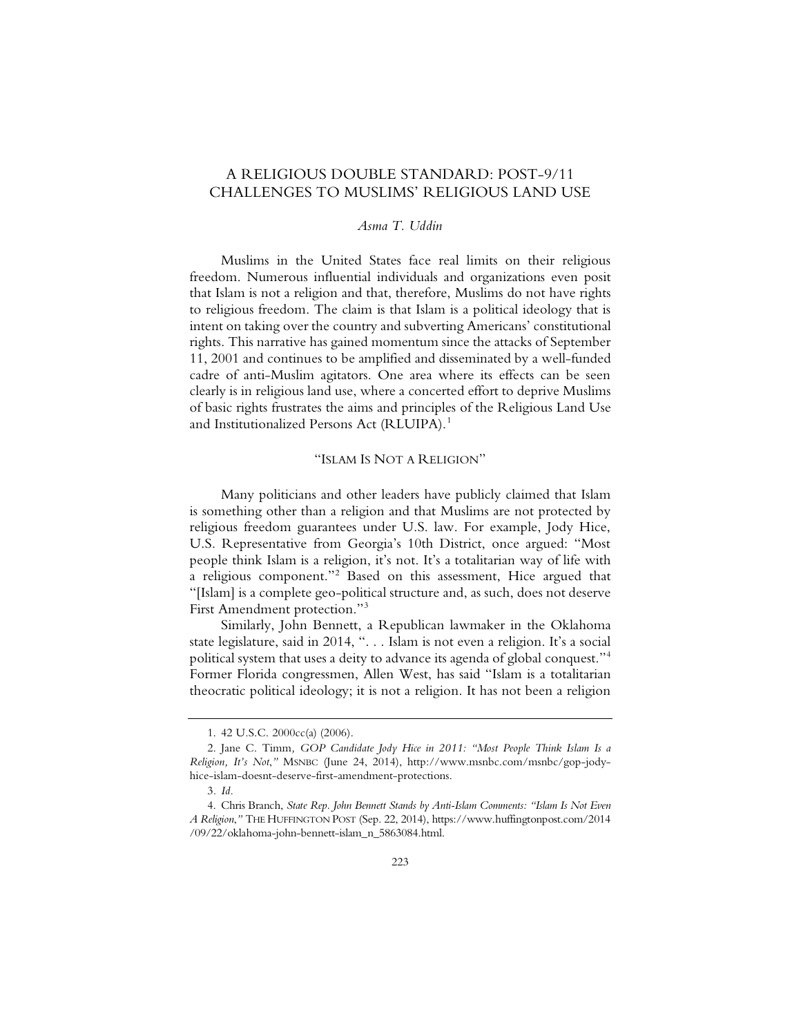# A RELIGIOUS DOUBLE STANDARD: POST-9/11 CHALLENGES TO MUSLIMS' RELIGIOUS LAND USE

*Asma T. Uddin*

Muslims in the United States face real limits on their religious freedom. Numerous influential individuals and organizations even posit that Islam is not a religion and that, therefore, Muslims do not have rights to religious freedom. The claim is that Islam is a political ideology that is intent on taking over the country and subverting Americans' constitutional rights. This narrative has gained momentum since the attacks of September 11, 2001 and continues to be amplified and disseminated by a well-funded cadre of anti-Muslim agitators. One area where its effects can be seen clearly is in religious land use, where a concerted effort to deprive Muslims of basic rights frustrates the aims and principles of the Religious Land Use and Institutionalized Persons Act (RLUIPA).[1]

## "ISLAM IS NOT A RELIGION"

Many politicians and other leaders have publicly claimed that Islam is something other than a religion and that Muslims are not protected by religious freedom guarantees under U.S. law. For example, Jody Hice, U.S. Representative from Georgia's 10th District, once argued: "Most people think Islam is a religion, it's not. It's a totalitarian way of life with a religious component."[2] Based on this assessment, Hice argued that "[Islam] is a complete geo-political structure and, as such, does not deserve First Amendment protection."[3]

Similarly, John Bennett, a Republican lawmaker in the Oklahoma state legislature, said in 2014, ". . . Islam is not even a religion. It's a social political system that uses a deity to advance its agenda of global conquest."[4] Former Florida congressmen, Allen West, has said "Islam is a totalitarian theocratic political ideology; it is not a religion. It has not been a religion

---

1. 42 U.S.C. 2000cc(a) (2006).

2. Jane C. Timm, *GOP Candidate Jody Hice in 2011: "Most People Think Islam Is a Religion, It's Not,"* MSNBC (June 24, 2014), http://www.msnbc.com/msnbc/gop-jody-hice-islam-doesnt-deserve-first-amendment-protections.

3. *Id.*

4. Chris Branch, *State Rep. John Bennett Stands by Anti-Islam Comments: "Islam Is Not Even A Religion,"* THE HUFFINGTON POST (Sep. 22, 2014), https://www.huffingtonpost.com/2014/09/22/oklahoma-john-bennett-islam_n_5863084.html.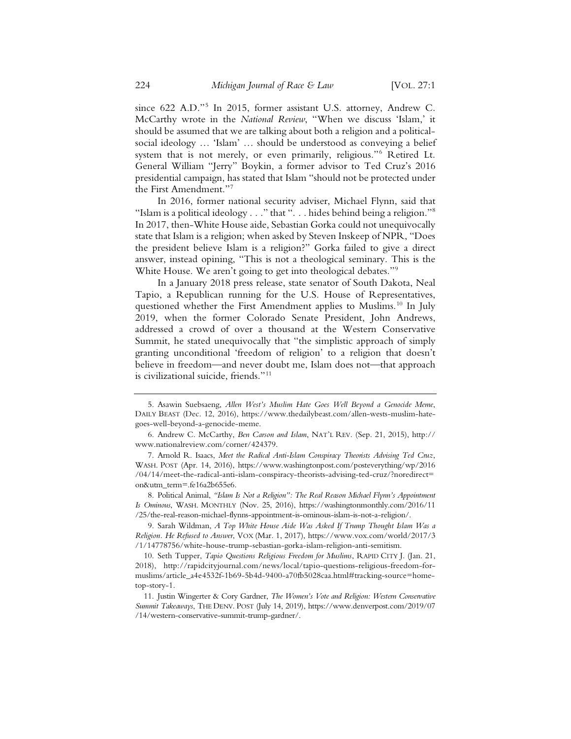since 622 A.D."[5] In 2015, former assistant U.S. attorney, Andrew C. McCarthy wrote in the *National Review*, "When we discuss 'Islam,' it should be assumed that we are talking about both a religion and a political-social ideology … 'Islam' … should be understood as conveying a belief system that is not merely, or even primarily, religious."[6] Retired Lt. General William "Jerry" Boykin, a former advisor to Ted Cruz's 2016 presidential campaign, has stated that Islam "should not be protected under the First Amendment."[7]

In 2016, former national security adviser, Michael Flynn, said that "Islam is a political ideology . . ." that ". . . hides behind being a religion."[8] In 2017, then-White House aide, Sebastian Gorka could not unequivocally state that Islam is a religion; when asked by Steven Inskeep of NPR, "Does the president believe Islam is a religion?" Gorka failed to give a direct answer, instead opining, "This is not a theological seminary. This is the White House. We aren't going to get into theological debates."[9]

In a January 2018 press release, state senator of South Dakota, Neal Tapio, a Republican running for the U.S. House of Representatives, questioned whether the First Amendment applies to Muslims.[10] In July 2019, when the former Colorado Senate President, John Andrews, addressed a crowd of over a thousand at the Western Conservative Summit, he stated unequivocally that "the simplistic approach of simply granting unconditional 'freedom of religion' to a religion that doesn't believe in freedom—and never doubt me, Islam does not—that approach is civilizational suicide, friends."[11]

---

5. Asawin Suebsaeng, *Allen West's Muslim Hate Goes Well Beyond a Genocide Meme*, DAILY BEAST (Dec. 12, 2016), https://www.thedailybeast.com/allen-wests-muslim-hate-goes-well-beyond-a-genocide-meme.

6. Andrew C. McCarthy, *Ben Carson and Islam*, NAT'L REV. (Sep. 21, 2015), http://www.nationalreview.com/corner/424379.

7. Arnold R. Isaacs, *Meet the Radical Anti-Islam Conspiracy Theorists Advising Ted Cruz*, WASH. POST (Apr. 14, 2016), https://www.washingtonpost.com/posteverything/wp/2016/04/14/meet-the-radical-anti-islam-conspiracy-theorists-advising-ted-cruz/?noredirect=on&utm_term=.fe16a2b655e6.

8. Political Animal, *"Islam Is Not a Religion": The Real Reason Michael Flynn's Appointment Is Ominous*, WASH. MONTHLY (Nov. 25, 2016), https://washingtonmonthly.com/2016/11/25/the-real-reason-michael-flynns-appointment-is-ominous-islam-is-not-a-religion/.

9. Sarah Wildman, *A Top White House Aide Was Asked If Trump Thought Islam Was a Religion. He Refused to Answer*, VOX (Mar. 1, 2017), https://www.vox.com/world/2017/3/1/14778756/white-house-trump-sebastian-gorka-islam-religion-anti-semitism.

10. Seth Tupper, *Tapio Questions Religious Freedom for Muslims*, RAPID CITY J. (Jan. 21, 2018), http://rapidcityjournal.com/news/local/tapio-questions-religious-freedom-for-muslims/article_a4e4532f-1b69-5b4d-9400-a70fb5028caa.html#tracking-source=home-top-story-1.

11. Justin Wingerter & Cory Gardner, *The Women's Vote and Religion: Western Conservative Summit Takeaways*, THE DENV. POST (July 14, 2019), https://www.denverpost.com/2019/07/14/western-conservative-summit-trump-gardner/.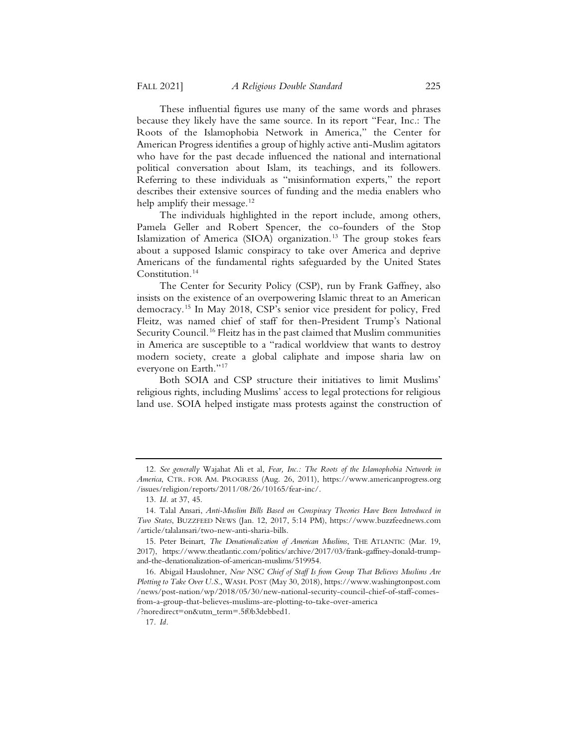These influential figures use many of the same words and phrases because they likely have the same source. In its report "Fear, Inc.: The Roots of the Islamophobia Network in America," the Center for American Progress identifies a group of highly active anti-Muslim agitators who have for the past decade influenced the national and international political conversation about Islam, its teachings, and its followers. Referring to these individuals as "misinformation experts," the report describes their extensive sources of funding and the media enablers who help amplify their message.[12]

The individuals highlighted in the report include, among others, Pamela Geller and Robert Spencer, the co-founders of the Stop Islamization of America (SIOA) organization.[13] The group stokes fears about a supposed Islamic conspiracy to take over America and deprive Americans of the fundamental rights safeguarded by the United States Constitution.[14]

The Center for Security Policy (CSP), run by Frank Gaffney, also insists on the existence of an overpowering Islamic threat to an American democracy.[15] In May 2018, CSP's senior vice president for policy, Fred Fleitz, was named chief of staff for then-President Trump's National Security Council.[16] Fleitz has in the past claimed that Muslim communities in America are susceptible to a "radical worldview that wants to destroy modern society, create a global caliphate and impose sharia law on everyone on Earth."[17]

Both SOIA and CSP structure their initiatives to limit Muslims' religious rights, including Muslims' access to legal protections for religious land use. SOIA helped instigate mass protests against the construction of

---

12. *See generally* Wajahat Ali et al, *Fear, Inc.: The Roots of the Islamophobia Network in America*, CTR. FOR AM. PROGRESS (Aug. 26, 2011), https://www.americanprogress.org/issues/religion/reports/2011/08/26/10165/fear-inc/.

13. *Id.* at 37, 45.

14. Talal Ansari, *Anti-Muslim Bills Based on Conspiracy Theories Have Been Introduced in Two States*, BUZZFEED NEWS (Jan. 12, 2017, 5:14 PM), https://www.buzzfeednews.com/article/talalansari/two-new-anti-sharia-bills.

15. Peter Beinart, *The Denationalization of American Muslims*, THE ATLANTIC (Mar. 19, 2017), https://www.theatlantic.com/politics/archive/2017/03/frank-gaffney-donald-trump-and-the-denationalization-of-american-muslims/519954.

16. Abigail Hauslohner, *New NSC Chief of Staff Is from Group That Believes Muslims Are Plotting to Take Over U.S.*, WASH. POST (May 30, 2018), https://www.washingtonpost.com/news/post-nation/wp/2018/05/30/new-national-security-council-chief-of-staff-comes-from-a-group-that-believes-muslims-are-plotting-to-take-over-america/?noredirect=on&utm_term=.5f0b3debbed1.

17. *Id.*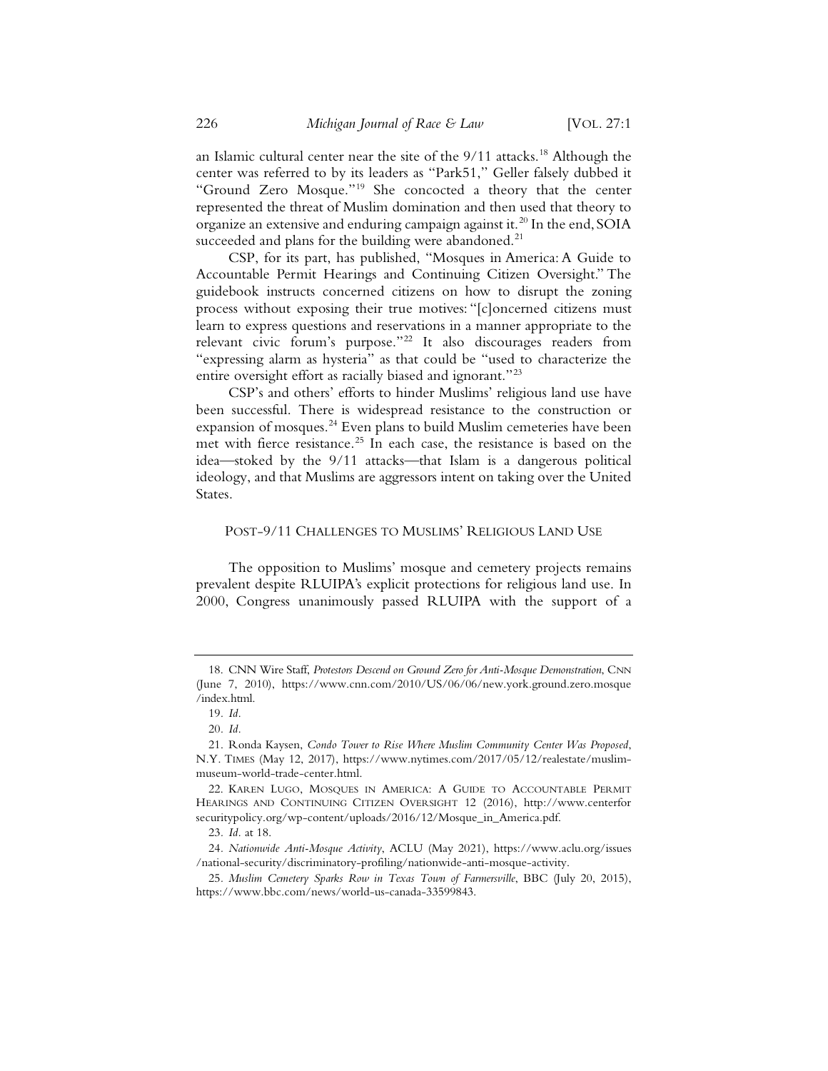an Islamic cultural center near the site of the 9/11 attacks.[18] Although the center was referred to by its leaders as "Park51," Geller falsely dubbed it "Ground Zero Mosque."[19] She concocted a theory that the center represented the threat of Muslim domination and then used that theory to organize an extensive and enduring campaign against it.[20] In the end, SOIA succeeded and plans for the building were abandoned.[21]

CSP, for its part, has published, "Mosques in America: A Guide to Accountable Permit Hearings and Continuing Citizen Oversight." The guidebook instructs concerned citizens on how to disrupt the zoning process without exposing their true motives: "[c]oncerned citizens must learn to express questions and reservations in a manner appropriate to the relevant civic forum's purpose."[22] It also discourages readers from "expressing alarm as hysteria" as that could be "used to characterize the entire oversight effort as racially biased and ignorant."[23]

CSP's and others' efforts to hinder Muslims' religious land use have been successful. There is widespread resistance to the construction or expansion of mosques.[24] Even plans to build Muslim cemeteries have been met with fierce resistance.[25] In each case, the resistance is based on the idea—stoked by the 9/11 attacks—that Islam is a dangerous political ideology, and that Muslims are aggressors intent on taking over the United States.

## POST-9/11 CHALLENGES TO MUSLIMS' RELIGIOUS LAND USE

The opposition to Muslims' mosque and cemetery projects remains prevalent despite RLUIPA's explicit protections for religious land use. In 2000, Congress unanimously passed RLUIPA with the support of a

---

18. CNN Wire Staff, *Protestors Descend on Ground Zero for Anti-Mosque Demonstration*, CNN (June 7, 2010), https://www.cnn.com/2010/US/06/06/new.york.ground.zero.mosque/index.html.

19. *Id.*

20. *Id.*

21. Ronda Kaysen, *Condo Tower to Rise Where Muslim Community Center Was Proposed*, N.Y. TIMES (May 12, 2017), https://www.nytimes.com/2017/05/12/realestate/muslim-museum-world-trade-center.html.

22. KAREN LUGO, MOSQUES IN AMERICA: A GUIDE TO ACCOUNTABLE PERMIT HEARINGS AND CONTINUING CITIZEN OVERSIGHT 12 (2016), http://www.centerforsecuritypolicy.org/wp-content/uploads/2016/12/Mosque_in_America.pdf.

23. *Id.* at 18.

24. *Nationwide Anti-Mosque Activity*, ACLU (May 2021), https://www.aclu.org/issues/national-security/discriminatory-profiling/nationwide-anti-mosque-activity.

25. *Muslim Cemetery Sparks Row in Texas Town of Farmersville*, BBC (July 20, 2015), https://www.bbc.com/news/world-us-canada-33599843.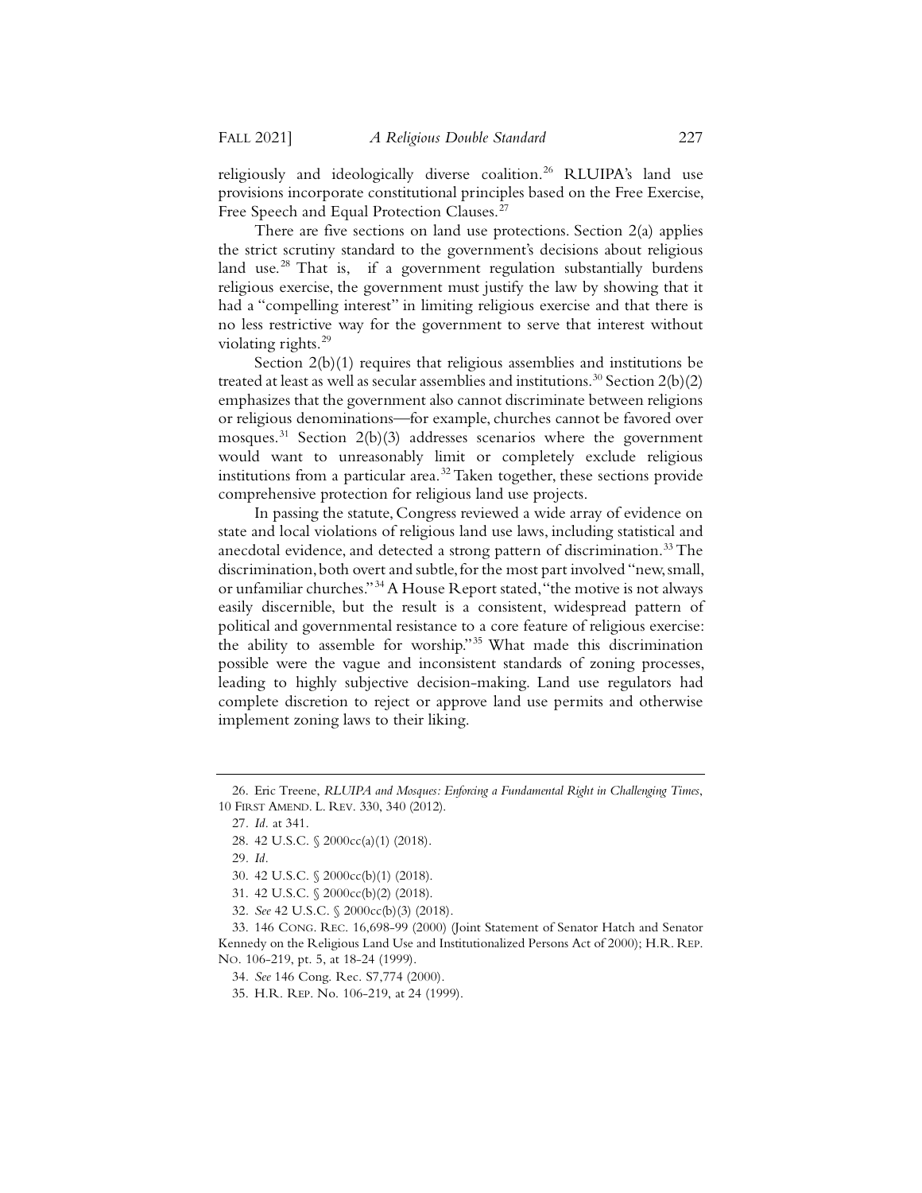religiously and ideologically diverse coalition.[26] RLUIPA's land use provisions incorporate constitutional principles based on the Free Exercise, Free Speech and Equal Protection Clauses.[27]

There are five sections on land use protections. Section 2(a) applies the strict scrutiny standard to the government's decisions about religious land use.[28] That is, if a government regulation substantially burdens religious exercise, the government must justify the law by showing that it had a "compelling interest" in limiting religious exercise and that there is no less restrictive way for the government to serve that interest without violating rights.[29]

Section 2(b)(1) requires that religious assemblies and institutions be treated at least as well as secular assemblies and institutions.[30] Section 2(b)(2) emphasizes that the government also cannot discriminate between religions or religious denominations—for example, churches cannot be favored over mosques.[31] Section 2(b)(3) addresses scenarios where the government would want to unreasonably limit or completely exclude religious institutions from a particular area.[32] Taken together, these sections provide comprehensive protection for religious land use projects.

In passing the statute, Congress reviewed a wide array of evidence on state and local violations of religious land use laws, including statistical and anecdotal evidence, and detected a strong pattern of discrimination.[33] The discrimination, both overt and subtle, for the most part involved "new, small, or unfamiliar churches."[34] A House Report stated, "the motive is not always easily discernible, but the result is a consistent, widespread pattern of political and governmental resistance to a core feature of religious exercise: the ability to assemble for worship."[35] What made this discrimination possible were the vague and inconsistent standards of zoning processes, leading to highly subjective decision-making. Land use regulators had complete discretion to reject or approve land use permits and otherwise implement zoning laws to their liking.

---

26. Eric Treene, *RLUIPA and Mosques: Enforcing a Fundamental Right in Challenging Times*, 10 FIRST AMEND. L. REV. 330, 340 (2012).

27. *Id.* at 341.

28. 42 U.S.C. § 2000cc(a)(1) (2018).

29. *Id.*

30. 42 U.S.C. § 2000cc(b)(1) (2018).

31. 42 U.S.C. § 2000cc(b)(2) (2018).

32. *See* 42 U.S.C. § 2000cc(b)(3) (2018).

33. 146 CONG. REC. 16,698-99 (2000) (Joint Statement of Senator Hatch and Senator Kennedy on the Religious Land Use and Institutionalized Persons Act of 2000); H.R. REP. NO. 106-219, pt. 5, at 18-24 (1999).

34. *See* 146 Cong. Rec. S7,774 (2000).

35. H.R. REP. No. 106-219, at 24 (1999).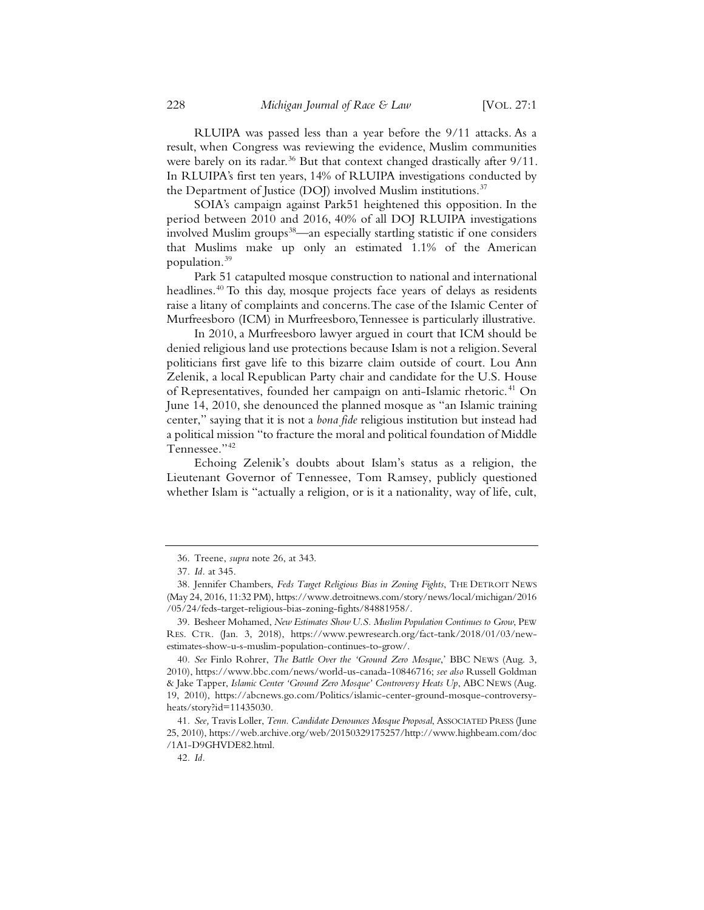RLUIPA was passed less than a year before the 9/11 attacks. As a result, when Congress was reviewing the evidence, Muslim communities were barely on its radar.[36] But that context changed drastically after 9/11. In RLUIPA's first ten years, 14% of RLUIPA investigations conducted by the Department of Justice (DOJ) involved Muslim institutions.[37]

SOIA's campaign against Park51 heightened this opposition. In the period between 2010 and 2016, 40% of all DOJ RLUIPA investigations involved Muslim groups[38]—an especially startling statistic if one considers that Muslims make up only an estimated 1.1% of the American population.[39]

Park 51 catapulted mosque construction to national and international headlines.[40] To this day, mosque projects face years of delays as residents raise a litany of complaints and concerns. The case of the Islamic Center of Murfreesboro (ICM) in Murfreesboro, Tennessee is particularly illustrative.

In 2010, a Murfreesboro lawyer argued in court that ICM should be denied religious land use protections because Islam is not a religion. Several politicians first gave life to this bizarre claim outside of court. Lou Ann Zelenik, a local Republican Party chair and candidate for the U.S. House of Representatives, founded her campaign on anti-Islamic rhetoric.[41] On June 14, 2010, she denounced the planned mosque as "an Islamic training center," saying that it is not a *bona fide* religious institution but instead had a political mission "to fracture the moral and political foundation of Middle Tennessee."[42]

Echoing Zelenik's doubts about Islam's status as a religion, the Lieutenant Governor of Tennessee, Tom Ramsey, publicly questioned whether Islam is "actually a religion, or is it a nationality, way of life, cult,

---

36. Treene, *supra* note 26, at 343.

37. *Id.* at 345.

38. Jennifer Chambers, *Feds Target Religious Bias in Zoning Fights*, THE DETROIT NEWS (May 24, 2016, 11:32 PM), https://www.detroitnews.com/story/news/local/michigan/2016/05/24/feds-target-religious-bias-zoning-fights/84881958/.

39. Besheer Mohamed, *New Estimates Show U.S. Muslim Population Continues to Grow*, PEW RES. CTR. (Jan. 3, 2018), https://www.pewresearch.org/fact-tank/2018/01/03/new-estimates-show-u-s-muslim-population-continues-to-grow/.

40. *See* Finlo Rohrer, *The Battle Over the 'Ground Zero Mosque,'* BBC NEWS (Aug. 3, 2010), https://www.bbc.com/news/world-us-canada-10846716; *see also* Russell Goldman & Jake Tapper, *Islamic Center 'Ground Zero Mosque' Controversy Heats Up*, ABC NEWS (Aug. 19, 2010), https://abcnews.go.com/Politics/islamic-center-ground-mosque-controversy-heats/story?id=11435030.

41. *See,* Travis Loller, *Tenn. Candidate Denounces Mosque Proposal*, ASSOCIATED PRESS (June 25, 2010), https://web.archive.org/web/20150329175257/http://www.highbeam.com/doc/1A1-D9GHVDE82.html.

42. *Id.*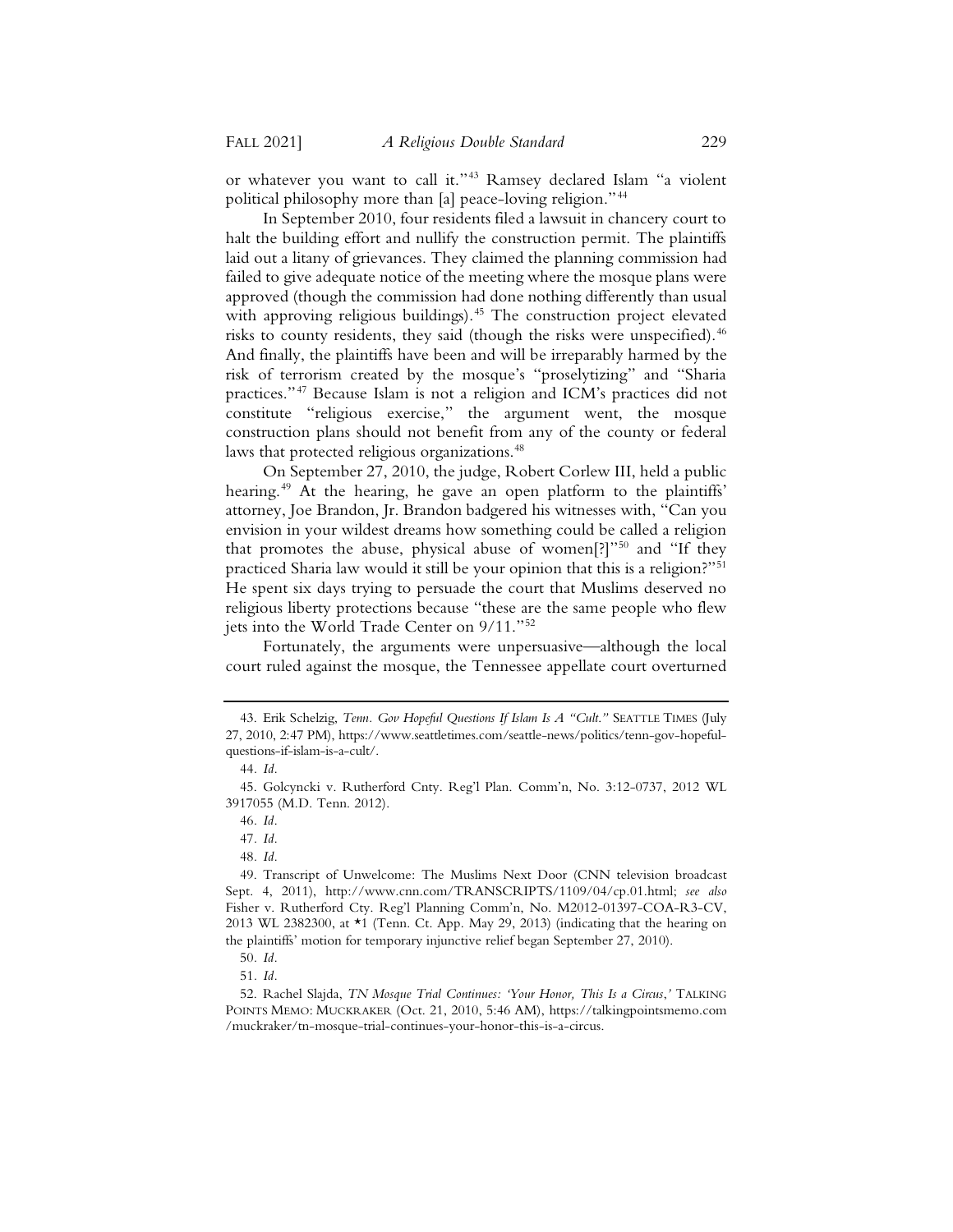or whatever you want to call it."[43] Ramsey declared Islam "a violent political philosophy more than [a] peace-loving religion."[44]

In September 2010, four residents filed a lawsuit in chancery court to halt the building effort and nullify the construction permit. The plaintiffs laid out a litany of grievances. They claimed the planning commission had failed to give adequate notice of the meeting where the mosque plans were approved (though the commission had done nothing differently than usual with approving religious buildings).[45] The construction project elevated risks to county residents, they said (though the risks were unspecified).[46] And finally, the plaintiffs have been and will be irreparably harmed by the risk of terrorism created by the mosque's "proselytizing" and "Sharia practices."[47] Because Islam is not a religion and ICM's practices did not constitute "religious exercise," the argument went, the mosque construction plans should not benefit from any of the county or federal laws that protected religious organizations.[48]

On September 27, 2010, the judge, Robert Corlew III, held a public hearing.[49] At the hearing, he gave an open platform to the plaintiffs' attorney, Joe Brandon, Jr. Brandon badgered his witnesses with, "Can you envision in your wildest dreams how something could be called a religion that promotes the abuse, physical abuse of women[?]"[50] and "If they practiced Sharia law would it still be your opinion that this is a religion?"[51] He spent six days trying to persuade the court that Muslims deserved no religious liberty protections because "these are the same people who flew jets into the World Trade Center on 9/11."[52]

Fortunately, the arguments were unpersuasive—although the local court ruled against the mosque, the Tennessee appellate court overturned

---

43. Erik Schelzig, *Tenn. Gov Hopeful Questions If Islam Is A "Cult."* SEATTLE TIMES (July 27, 2010, 2:47 PM), https://www.seattletimes.com/seattle-news/politics/tenn-gov-hopeful-questions-if-islam-is-a-cult/.

44. *Id.*

45. Golcyncki v. Rutherford Cnty. Reg'l Plan. Comm'n, No. 3:12-0737, 2012 WL 3917055 (M.D. Tenn. 2012).

46. *Id.*

47. *Id.*

48. *Id.*

49. Transcript of Unwelcome: The Muslims Next Door (CNN television broadcast Sept. 4, 2011), http://www.cnn.com/TRANSCRIPTS/1109/04/cp.01.html; *see also* Fisher v. Rutherford Cty. Reg'l Planning Comm'n, No. M2012-01397-COA-R3-CV, 2013 WL 2382300, at *1 (Tenn. Ct. App. May 29, 2013) (indicating that the hearing on the plaintiffs' motion for temporary injunctive relief began September 27, 2010).

50. *Id.*

51. *Id.*

52. Rachel Slajda, *TN Mosque Trial Continues: 'Your Honor, This Is a Circus,'* TALKING POINTS MEMO: MUCKRAKER (Oct. 21, 2010, 5:46 AM), https://talkingpointsmemo.com/muckraker/tn-mosque-trial-continues-your-honor-this-is-a-circus.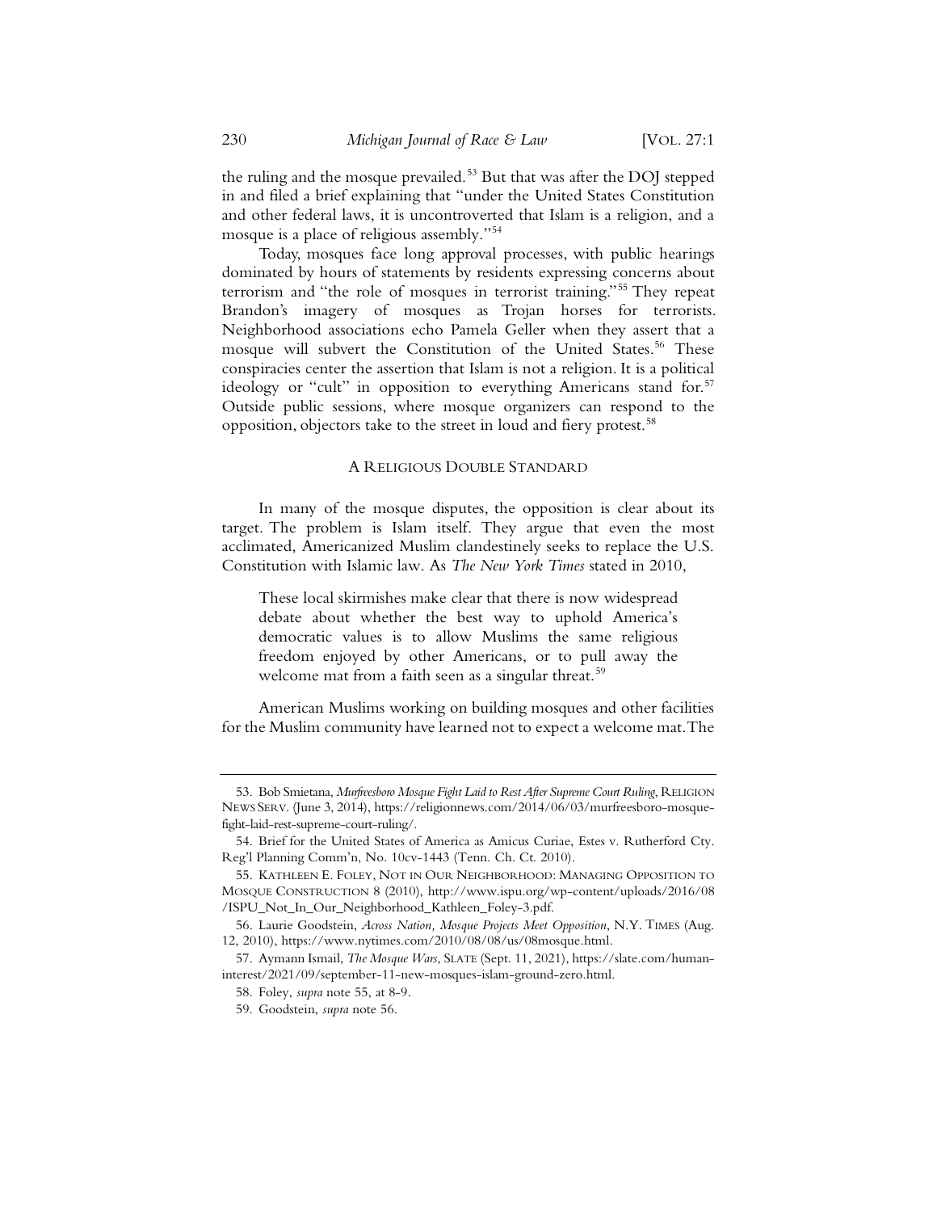the ruling and the mosque prevailed.[53] But that was after the DOJ stepped in and filed a brief explaining that "under the United States Constitution and other federal laws, it is uncontroverted that Islam is a religion, and a mosque is a place of religious assembly."[54]

Today, mosques face long approval processes, with public hearings dominated by hours of statements by residents expressing concerns about terrorism and "the role of mosques in terrorist training."[55] They repeat Brandon's imagery of mosques as Trojan horses for terrorists. Neighborhood associations echo Pamela Geller when they assert that a mosque will subvert the Constitution of the United States.[56] These conspiracies center the assertion that Islam is not a religion. It is a political ideology or "cult" in opposition to everything Americans stand for.[57] Outside public sessions, where mosque organizers can respond to the opposition, objectors take to the street in loud and fiery protest.[58]

## A Religious Double Standard

In many of the mosque disputes, the opposition is clear about its target. The problem is Islam itself. They argue that even the most acclimated, Americanized Muslim clandestinely seeks to replace the U.S. Constitution with Islamic law. As *The New York Times* stated in 2010,

> These local skirmishes make clear that there is now widespread debate about whether the best way to uphold America's democratic values is to allow Muslims the same religious freedom enjoyed by other Americans, or to pull away the welcome mat from a faith seen as a singular threat.[59]

American Muslims working on building mosques and other facilities for the Muslim community have learned not to expect a welcome mat. The

---

53. Bob Smietana, *Murfreesboro Mosque Fight Laid to Rest After Supreme Court Ruling*, Religion News Serv. (June 3, 2014), https://religionnews.com/2014/06/03/murfreesboro-mosque-fight-laid-rest-supreme-court-ruling/.

54. Brief for the United States of America as Amicus Curiae, Estes v. Rutherford Cty. Reg'l Planning Comm'n, No. 10cv-1443 (Tenn. Ch. Ct. 2010).

55. Kathleen E. Foley, Not in Our Neighborhood: Managing Opposition to Mosque Construction 8 (2010), http://www.ispu.org/wp-content/uploads/2016/08/ISPU_Not_In_Our_Neighborhood_Kathleen_Foley-3.pdf.

56. Laurie Goodstein, *Across Nation, Mosque Projects Meet Opposition*, N.Y. Times (Aug. 12, 2010), https://www.nytimes.com/2010/08/08/us/08mosque.html.

57. Aymann Ismail, *The Mosque Wars*, Slate (Sept. 11, 2021), https://slate.com/human-interest/2021/09/september-11-new-mosques-islam-ground-zero.html.

58. Foley, *supra* note 55, at 8-9.

59. Goodstein, *supra* note 56.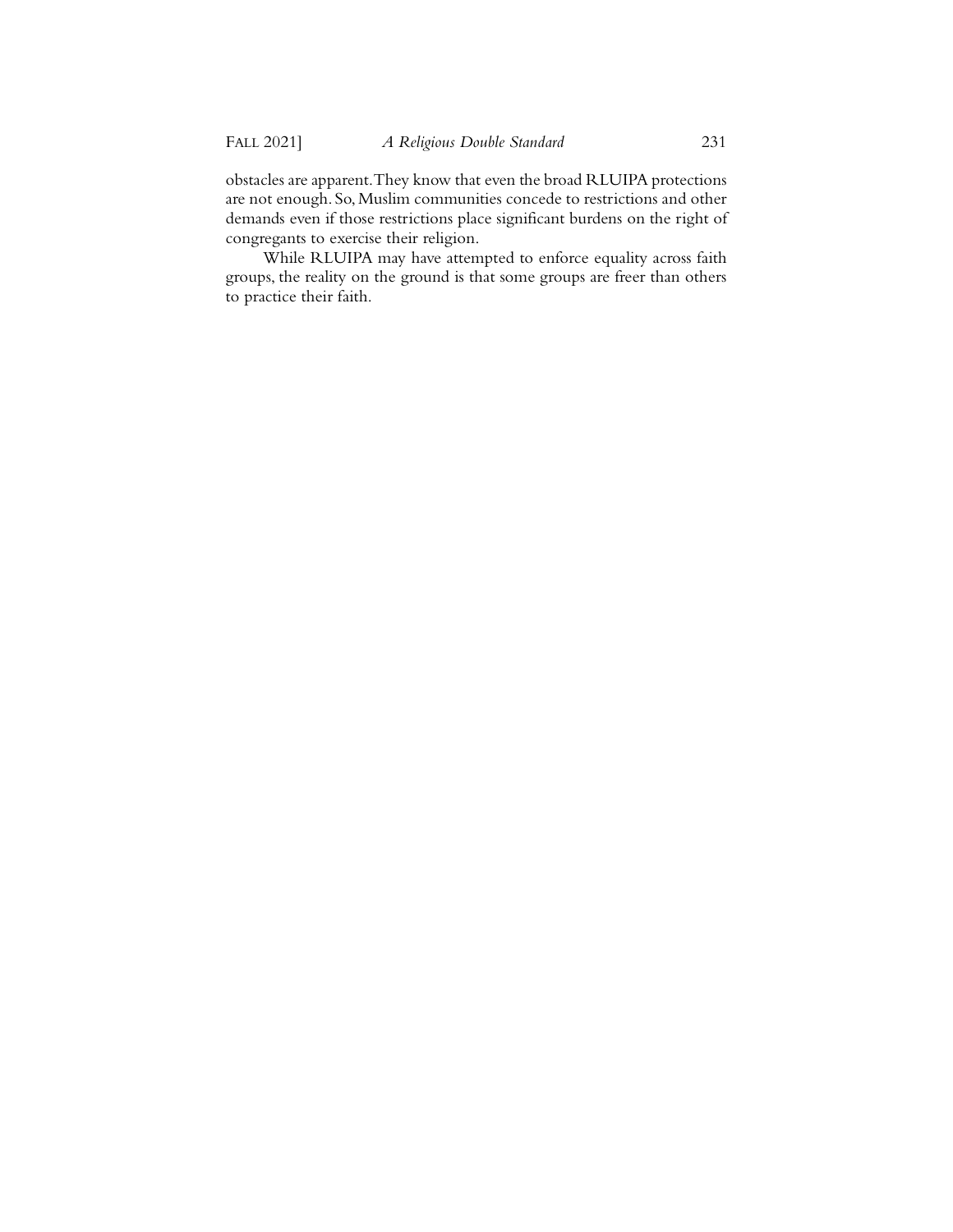obstacles are apparent. They know that even the broad RLUIPA protections are not enough. So, Muslim communities concede to restrictions and other demands even if those restrictions place significant burdens on the right of congregants to exercise their religion.

While RLUIPA may have attempted to enforce equality across faith groups, the reality on the ground is that some groups are freer than others to practice their faith.